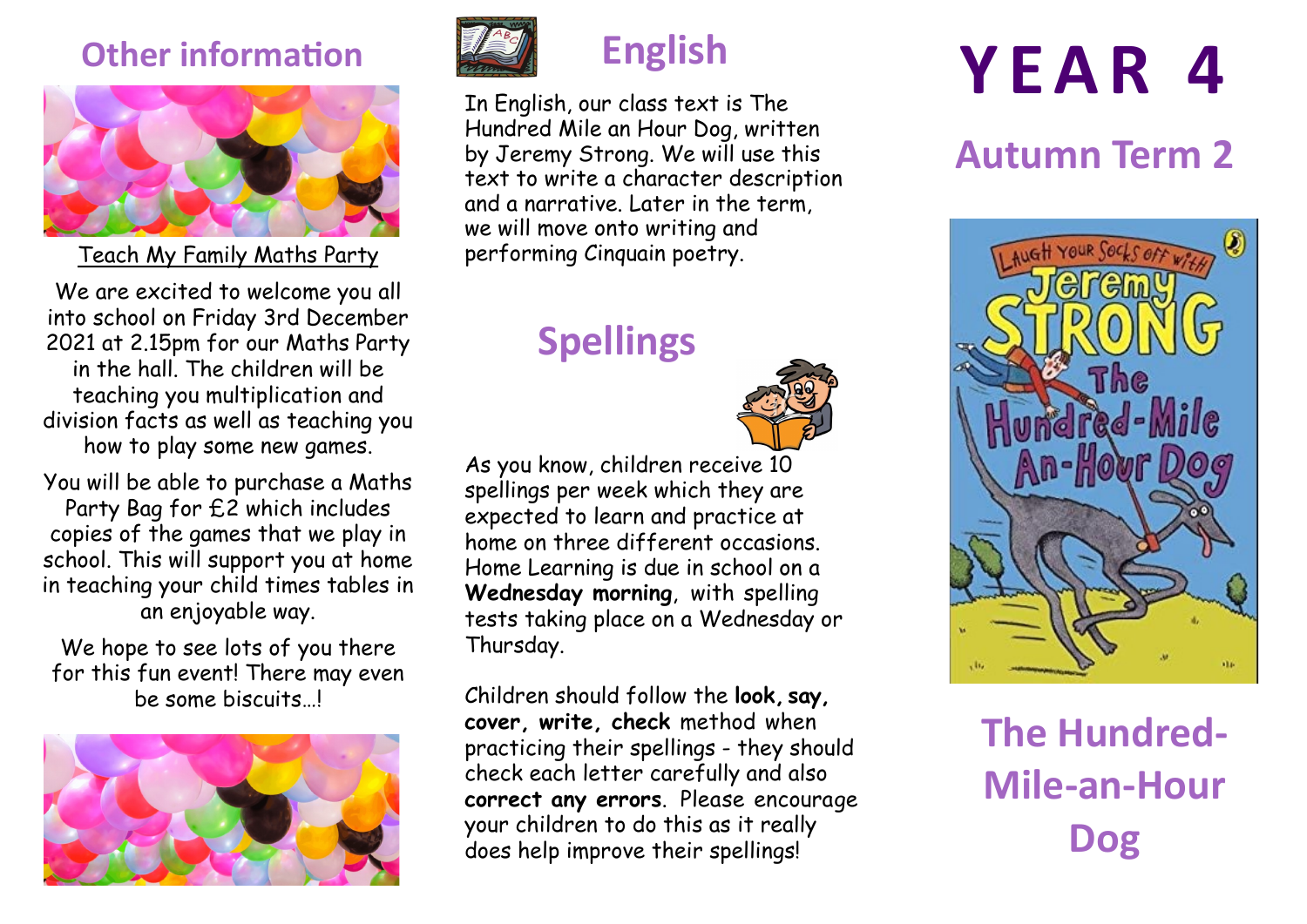# YEAR 4

## Autumn Term 2

## The Hundred-Mile-an-Hour Dog

## English

In English, our class text is The Hundred Mile an Hour Dog, written by Jeremy Strong. We will use this text to write a character description and a narrative. Later in the term, we will move onto writing and performing Cinquain poetry.

## Spellings

As you know, children receive 10 spellings per week which they are expected to learn and practice at home on three different occasions. Home Learning is due in school on a **Wednesday morning**, with spelling tests taking place on a Wednesday or Thursday.

Children should follow the **look, say, cover, write, check** method when practicing their spellings - they should check each letter carefully and also **correct any errors**. Please encourage your children to do this as it really does help improve their spellings!

## Other information

Teach My Family Maths Party

We are excited to welcome you all into school on Friday 3rd December 2021 at 2.15pm for our Maths Party in the hall. The children will be teaching you multiplication and division facts as well as teaching you how to play some new games.

You will be able to purchase a Maths Party Bag for £2 which includes copies of the games that we play in school. This will support you at home in teaching your child times tables in an enjoyable way.

We hope to see lots of you there for this fun event! There may even be some biscuits…!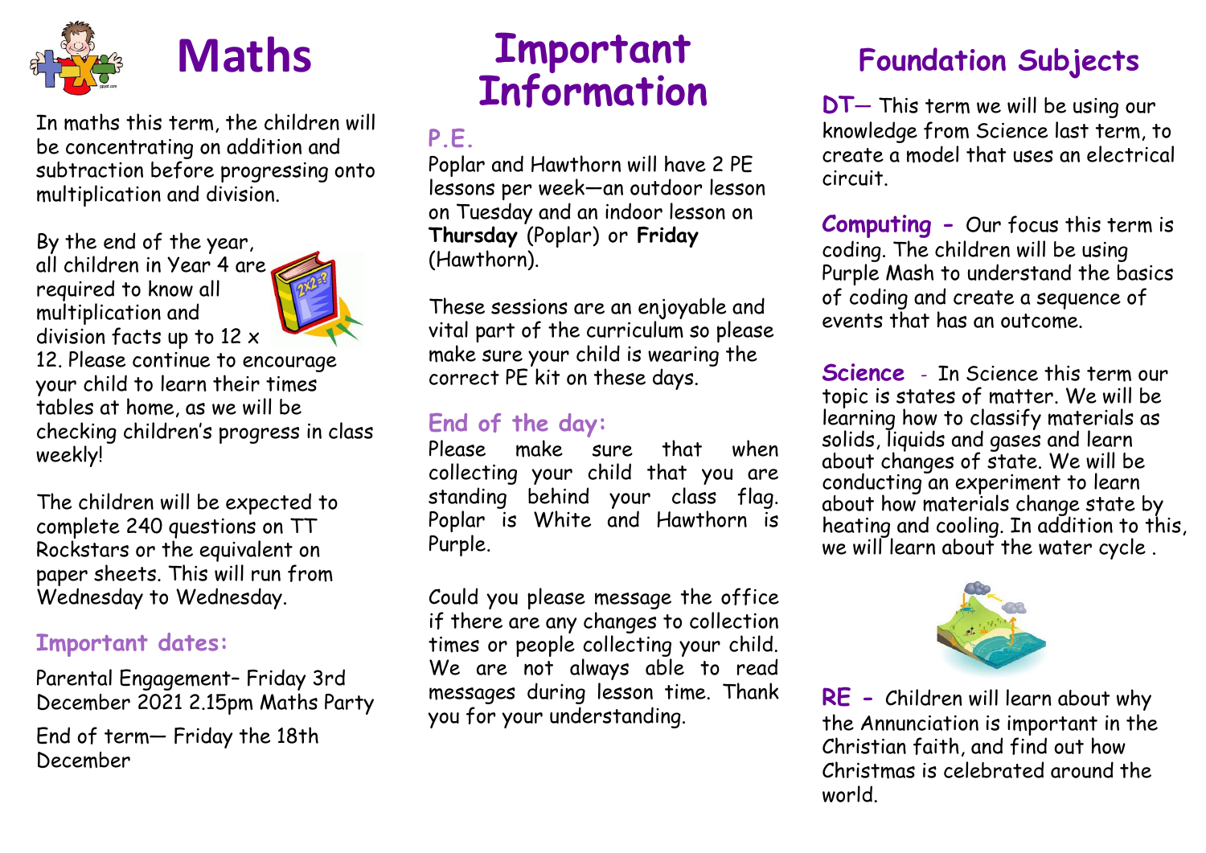# Maths

In maths this term, the children will be concentrating on addition and subtraction before progressing onto multiplication and division.

By the end of the year, all children in Year 4 are required to know all multiplication and division facts up to 12 x 12. Please continue to encourage your child to learn their times tables at home, as we will be checking children's progress in class weekly!

The children will be expected to complete 240 questions on TT Rockstars or the equivalent on paper sheets. This will run from Wednesday to Wednesday.

### Important dates:

Parental Engagement– Friday 3rd December 2021 2.15pm Maths Party

End of term— Friday the 18th December

# Important Information

### P.E.

Poplar and Hawthorn will have 2 PE lessons per week—an outdoor lesson on Tuesday and an indoor lesson on **Thursday** (Poplar) or **Friday** (Hawthorn).

These sessions are an enjoyable and vital part of the curriculum so please make sure your child is wearing the correct PE kit on these days.

### End of the day:

Please make sure that when collecting your child that you are standing behind your class flag. Poplar is White and Hawthorn is Purple.

Could you please message the office if there are any changes to collection times or people collecting your child. We are not always able to read messages during lesson time. Thank you for your understanding.

# Foundation Subjects

**DT**— This term we will be using our knowledge from Science last term, to create a model that uses an electrical circuit.

**Computing -** Our focus this term is coding. The children will be using Purple Mash to understand the basics of coding and create a sequence of events that has an outcome.

**Science** - In Science this term our topic is states of matter. We will be learning how to classify materials as solids, liquids and gases and learn about changes of state. We will be conducting an experiment to learn about how materials change state by heating and cooling. In addition to this, we will learn about the water cycle .

**RE -** Children will learn about why the Annunciation is important in the Christian faith, and find out how Christmas is celebrated around the world.